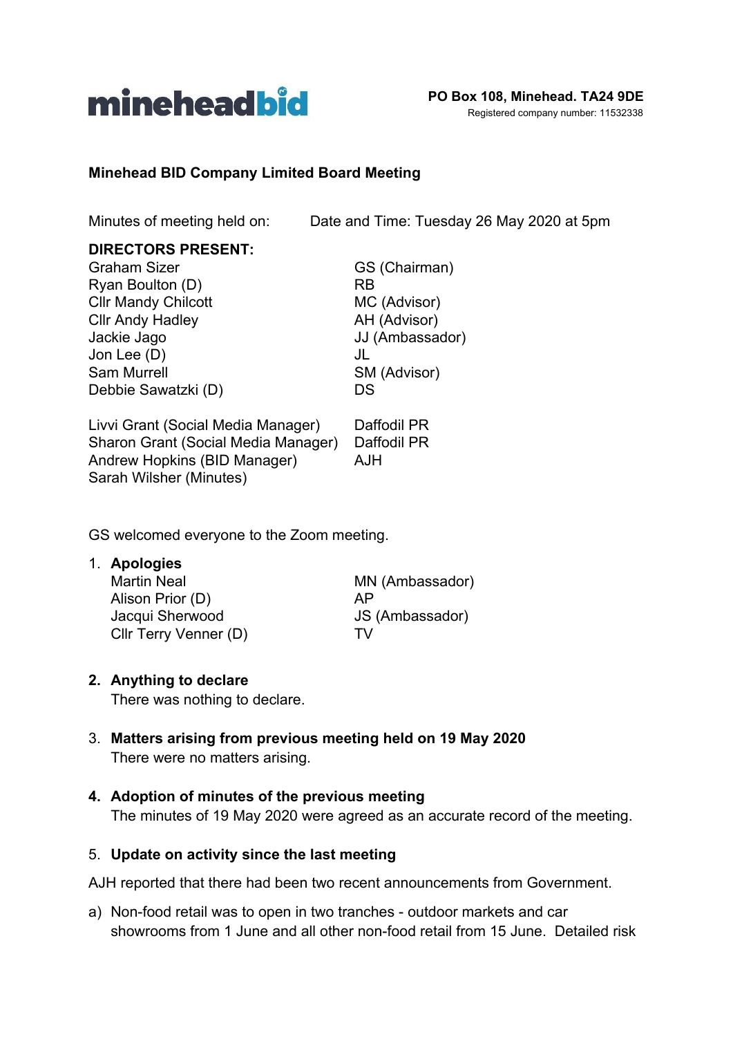**mineheadbid**

**PO Box 108, Minehead. TA24 9DE**
Registered company number: 11532338

**Minehead BID Company Limited Board Meeting**

Minutes of meeting held on: Date and Time: Tuesday 26 May 2020 at 5pm

**DIRECTORS PRESENT:**

| | |
|---|---|
| Graham Sizer | GS (Chairman) |
| Ryan Boulton (D) | RB |
| Cllr Mandy Chilcott | MC (Advisor) |
| Cllr Andy Hadley | AH (Advisor) |
| Jackie Jago | JJ (Ambassador) |
| Jon Lee (D) | JL |
| Sam Murrell | SM (Advisor) |
| Debbie Sawatzki (D) | DS |
| Livvi Grant (Social Media Manager) | Daffodil PR |
| Sharon Grant (Social Media Manager) | Daffodil PR |
| Andrew Hopkins (BID Manager) | AJH |
| Sarah Wilsher (Minutes) | |

GS welcomed everyone to the Zoom meeting.

1. **Apologies**

| | |
|---|---|
| Martin Neal | MN (Ambassador) |
| Alison Prior (D) | AP |
| Jacqui Sherwood | JS (Ambassador) |
| Cllr Terry Venner (D) | TV |

2. **Anything to declare**
   There was nothing to declare.

3. **Matters arising from previous meeting held on 19 May 2020**
   There were no matters arising.

4. **Adoption of minutes of the previous meeting**
   The minutes of 19 May 2020 were agreed as an accurate record of the meeting.

5. **Update on activity since the last meeting**

AJH reported that there had been two recent announcements from Government.

a) Non-food retail was to open in two tranches - outdoor markets and car showrooms from 1 June and all other non-food retail from 15 June. Detailed risk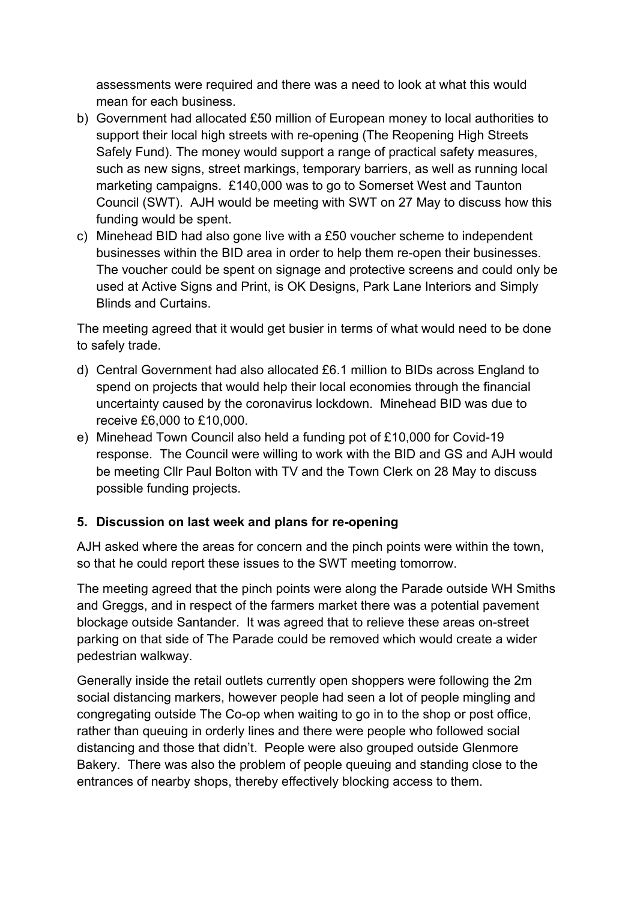assessments were required and there was a need to look at what this would mean for each business.

b) Government had allocated £50 million of European money to local authorities to support their local high streets with re-opening (The Reopening High Streets Safely Fund). The money would support a range of practical safety measures, such as new signs, street markings, temporary barriers, as well as running local marketing campaigns. £140,000 was to go to Somerset West and Taunton Council (SWT). AJH would be meeting with SWT on 27 May to discuss how this funding would be spent.

c) Minehead BID had also gone live with a £50 voucher scheme to independent businesses within the BID area in order to help them re-open their businesses. The voucher could be spent on signage and protective screens and could only be used at Active Signs and Print, is OK Designs, Park Lane Interiors and Simply Blinds and Curtains.

The meeting agreed that it would get busier in terms of what would need to be done to safely trade.

d) Central Government had also allocated £6.1 million to BIDs across England to spend on projects that would help their local economies through the financial uncertainty caused by the coronavirus lockdown. Minehead BID was due to receive £6,000 to £10,000.

e) Minehead Town Council also held a funding pot of £10,000 for Covid-19 response. The Council were willing to work with the BID and GS and AJH would be meeting Cllr Paul Bolton with TV and the Town Clerk on 28 May to discuss possible funding projects.

**5. Discussion on last week and plans for re-opening**

AJH asked where the areas for concern and the pinch points were within the town, so that he could report these issues to the SWT meeting tomorrow.

The meeting agreed that the pinch points were along the Parade outside WH Smiths and Greggs, and in respect of the farmers market there was a potential pavement blockage outside Santander. It was agreed that to relieve these areas on-street parking on that side of The Parade could be removed which would create a wider pedestrian walkway.

Generally inside the retail outlets currently open shoppers were following the 2m social distancing markers, however people had seen a lot of people mingling and congregating outside The Co-op when waiting to go in to the shop or post office, rather than queuing in orderly lines and there were people who followed social distancing and those that didn't. People were also grouped outside Glenmore Bakery. There was also the problem of people queuing and standing close to the entrances of nearby shops, thereby effectively blocking access to them.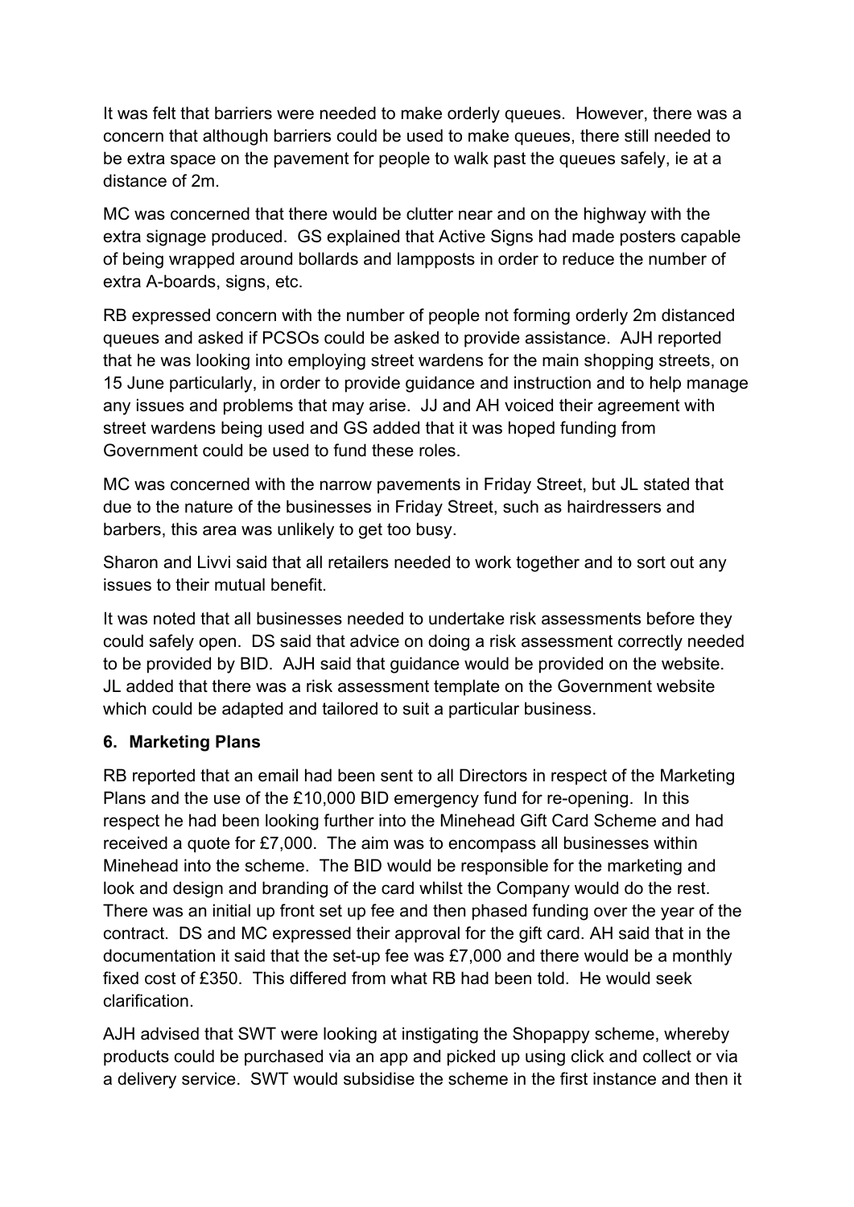It was felt that barriers were needed to make orderly queues. However, there was a concern that although barriers could be used to make queues, there still needed to be extra space on the pavement for people to walk past the queues safely, ie at a distance of 2m.

MC was concerned that there would be clutter near and on the highway with the extra signage produced. GS explained that Active Signs had made posters capable of being wrapped around bollards and lampposts in order to reduce the number of extra A-boards, signs, etc.

RB expressed concern with the number of people not forming orderly 2m distanced queues and asked if PCSOs could be asked to provide assistance. AJH reported that he was looking into employing street wardens for the main shopping streets, on 15 June particularly, in order to provide guidance and instruction and to help manage any issues and problems that may arise. JJ and AH voiced their agreement with street wardens being used and GS added that it was hoped funding from Government could be used to fund these roles.

MC was concerned with the narrow pavements in Friday Street, but JL stated that due to the nature of the businesses in Friday Street, such as hairdressers and barbers, this area was unlikely to get too busy.

Sharon and Livvi said that all retailers needed to work together and to sort out any issues to their mutual benefit.

It was noted that all businesses needed to undertake risk assessments before they could safely open. DS said that advice on doing a risk assessment correctly needed to be provided by BID. AJH said that guidance would be provided on the website. JL added that there was a risk assessment template on the Government website which could be adapted and tailored to suit a particular business.

**6. Marketing Plans**

RB reported that an email had been sent to all Directors in respect of the Marketing Plans and the use of the £10,000 BID emergency fund for re-opening. In this respect he had been looking further into the Minehead Gift Card Scheme and had received a quote for £7,000. The aim was to encompass all businesses within Minehead into the scheme. The BID would be responsible for the marketing and look and design and branding of the card whilst the Company would do the rest. There was an initial up front set up fee and then phased funding over the year of the contract. DS and MC expressed their approval for the gift card. AH said that in the documentation it said that the set-up fee was £7,000 and there would be a monthly fixed cost of £350. This differed from what RB had been told. He would seek clarification.

AJH advised that SWT were looking at instigating the Shopappy scheme, whereby products could be purchased via an app and picked up using click and collect or via a delivery service. SWT would subsidise the scheme in the first instance and then it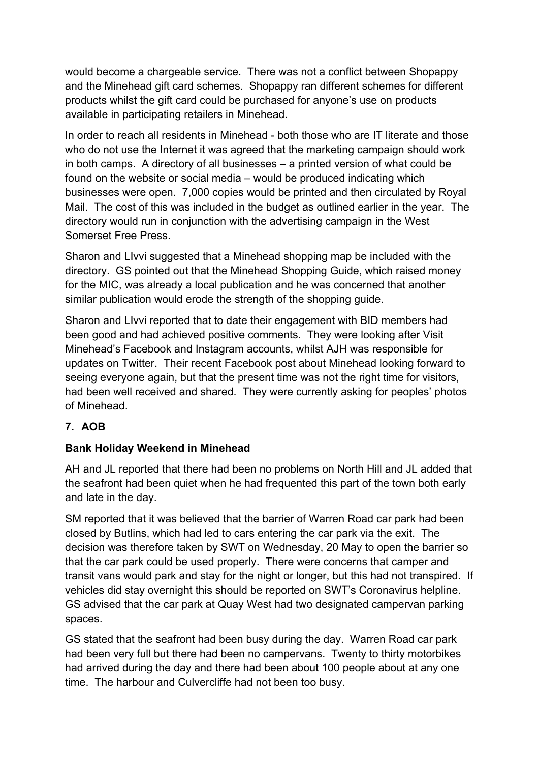would become a chargeable service. There was not a conflict between Shopappy and the Minehead gift card schemes. Shopappy ran different schemes for different products whilst the gift card could be purchased for anyone's use on products available in participating retailers in Minehead.

In order to reach all residents in Minehead - both those who are IT literate and those who do not use the Internet it was agreed that the marketing campaign should work in both camps. A directory of all businesses – a printed version of what could be found on the website or social media – would be produced indicating which businesses were open. 7,000 copies would be printed and then circulated by Royal Mail. The cost of this was included in the budget as outlined earlier in the year. The directory would run in conjunction with the advertising campaign in the West Somerset Free Press.

Sharon and LIvvi suggested that a Minehead shopping map be included with the directory. GS pointed out that the Minehead Shopping Guide, which raised money for the MIC, was already a local publication and he was concerned that another similar publication would erode the strength of the shopping guide.

Sharon and LIvvi reported that to date their engagement with BID members had been good and had achieved positive comments. They were looking after Visit Minehead's Facebook and Instagram accounts, whilst AJH was responsible for updates on Twitter. Their recent Facebook post about Minehead looking forward to seeing everyone again, but that the present time was not the right time for visitors, had been well received and shared. They were currently asking for peoples' photos of Minehead.

## 7. AOB

### Bank Holiday Weekend in Minehead

AH and JL reported that there had been no problems on North Hill and JL added that the seafront had been quiet when he had frequented this part of the town both early and late in the day.

SM reported that it was believed that the barrier of Warren Road car park had been closed by Butlins, which had led to cars entering the car park via the exit. The decision was therefore taken by SWT on Wednesday, 20 May to open the barrier so that the car park could be used properly. There were concerns that camper and transit vans would park and stay for the night or longer, but this had not transpired. If vehicles did stay overnight this should be reported on SWT's Coronavirus helpline. GS advised that the car park at Quay West had two designated campervan parking spaces.

GS stated that the seafront had been busy during the day. Warren Road car park had been very full but there had been no campervans. Twenty to thirty motorbikes had arrived during the day and there had been about 100 people about at any one time. The harbour and Culvercliffe had not been too busy.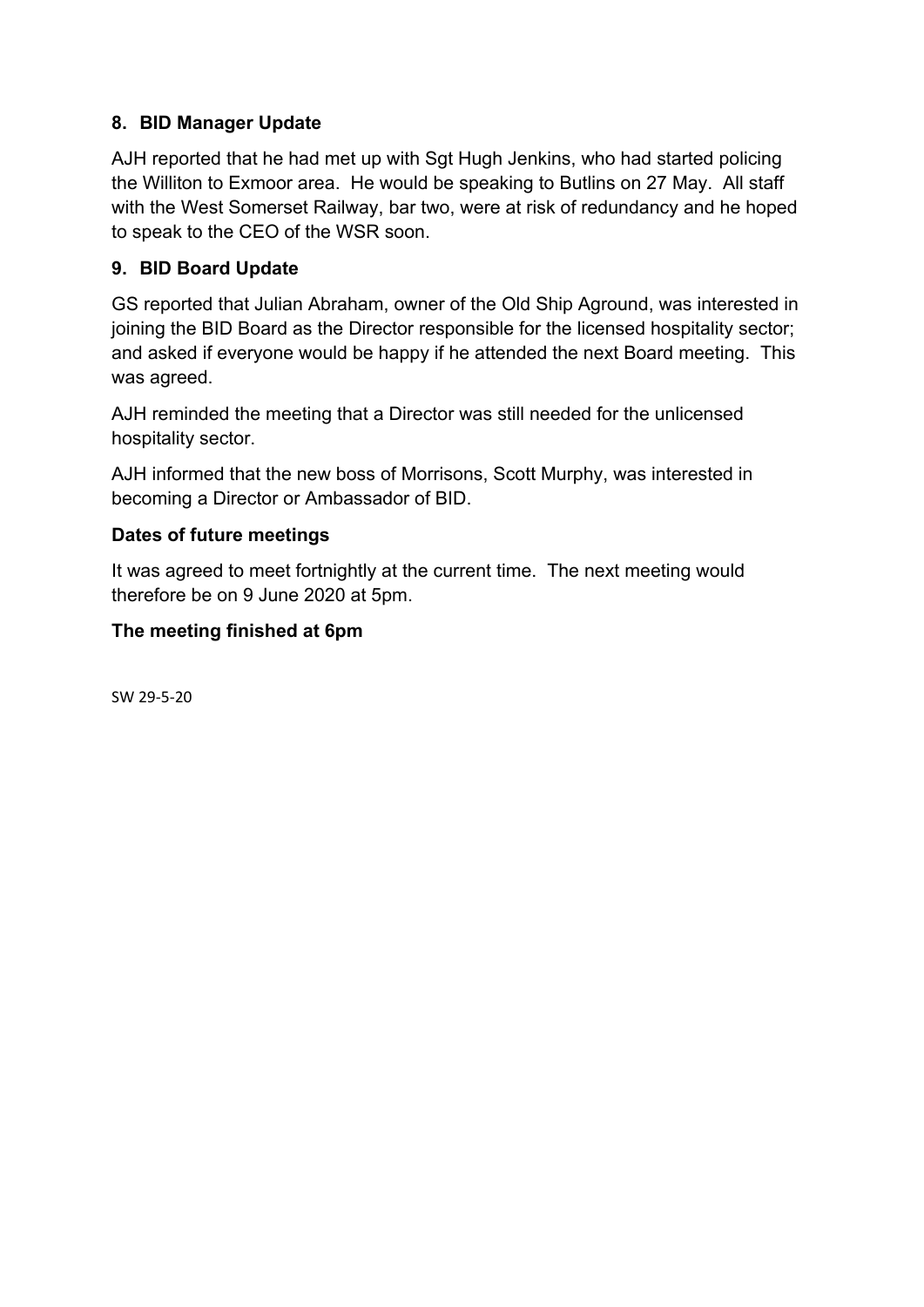## 8. BID Manager Update

AJH reported that he had met up with Sgt Hugh Jenkins, who had started policing the Williton to Exmoor area. He would be speaking to Butlins on 27 May. All staff with the West Somerset Railway, bar two, were at risk of redundancy and he hoped to speak to the CEO of the WSR soon.

## 9. BID Board Update

GS reported that Julian Abraham, owner of the Old Ship Aground, was interested in joining the BID Board as the Director responsible for the licensed hospitality sector; and asked if everyone would be happy if he attended the next Board meeting. This was agreed.

AJH reminded the meeting that a Director was still needed for the unlicensed hospitality sector.

AJH informed that the new boss of Morrisons, Scott Murphy, was interested in becoming a Director or Ambassador of BID.

### Dates of future meetings

It was agreed to meet fortnightly at the current time. The next meeting would therefore be on 9 June 2020 at 5pm.

**The meeting finished at 6pm**

SW 29-5-20